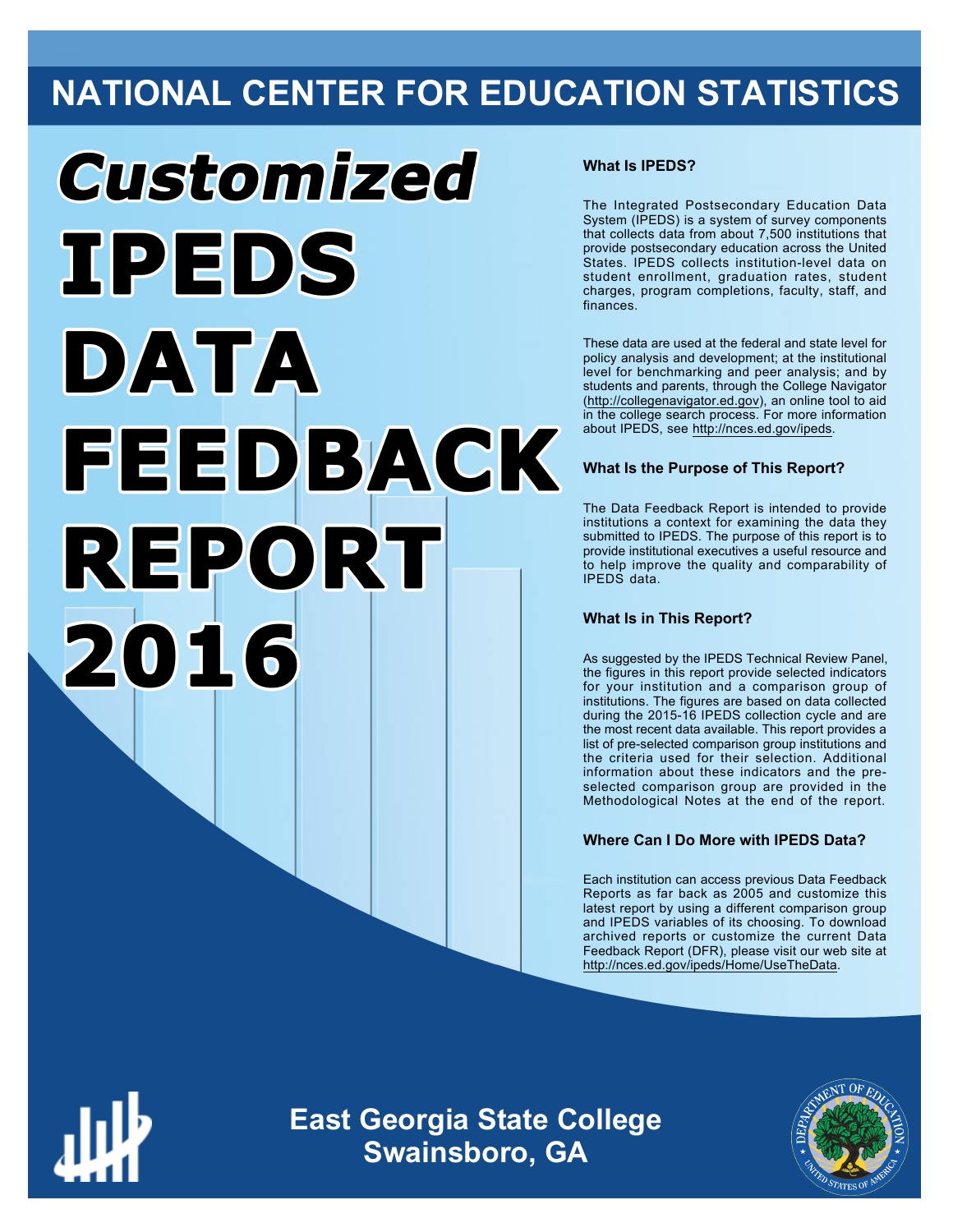NATIONAL CENTER FOR EDUCATION STATISTICS

# Customized IPEDS DATA FEEDBACK REPORT 2016

### What Is IPEDS?

The Integrated Postsecondary Education Data System (IPEDS) is a system of survey components that collects data from about 7,500 institutions that provide postsecondary education across the United States. IPEDS collects institution-level data on student enrollment, graduation rates, student charges, program completions, faculty, staff, and finances.

These data are used at the federal and state level for policy analysis and development; at the institutional level for benchmarking and peer analysis; and by students and parents, through the College Navigator (http://collegenavigator.ed.gov), an online tool to aid in the college search process. For more information about IPEDS, see http://nces.ed.gov/ipeds.

### What Is the Purpose of This Report?

The Data Feedback Report is intended to provide institutions a context for examining the data they submitted to IPEDS. The purpose of this report is to provide institutional executives a useful resource and to help improve the quality and comparability of IPEDS data.

### What Is in This Report?

As suggested by the IPEDS Technical Review Panel, the figures in this report provide selected indicators for your institution and a comparison group of institutions. The figures are based on data collected during the 2015-16 IPEDS collection cycle and are the most recent data available. This report provides a list of pre-selected comparison group institutions and the criteria used for their selection. Additional information about these indicators and the pre-selected comparison group are provided in the Methodological Notes at the end of the report.

### Where Can I Do More with IPEDS Data?

Each institution can access previous Data Feedback Reports as far back as 2005 and customize this latest report by using a different comparison group and IPEDS variables of its choosing. To download archived reports or customize the current Data Feedback Report (DFR), please visit our web site at http://nces.ed.gov/ipeds/Home/UseTheData.

**East Georgia State College**
**Swainsboro, GA**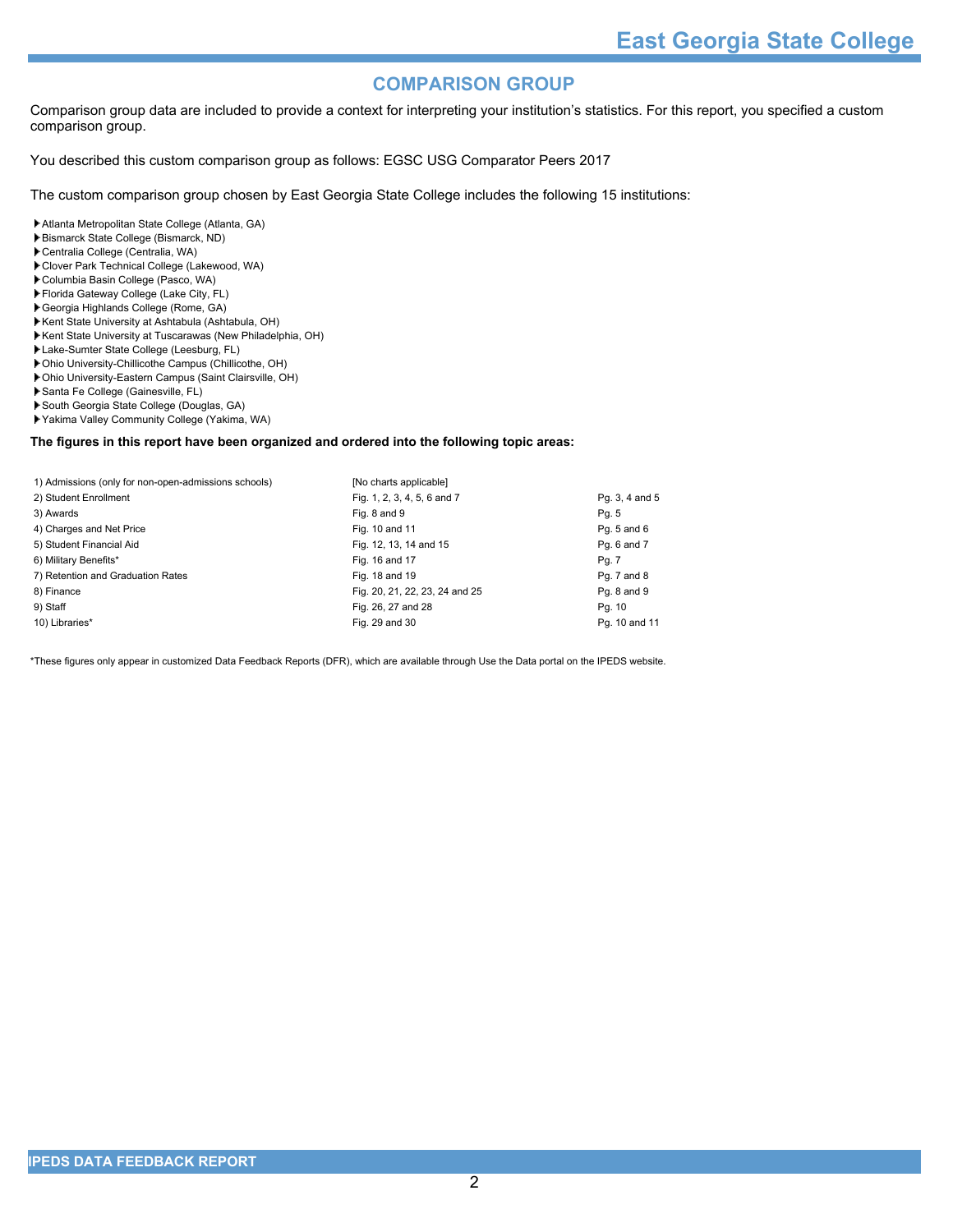## COMPARISON GROUP

Comparison group data are included to provide a context for interpreting your institution's statistics. For this report, you specified a custom comparison group.

You described this custom comparison group as follows: EGSC USG Comparator Peers 2017

The custom comparison group chosen by East Georgia State College includes the following 15 institutions:

- Atlanta Metropolitan State College (Atlanta, GA)
- Bismarck State College (Bismarck, ND)
- Centralia College (Centralia, WA)
- Clover Park Technical College (Lakewood, WA)
- Columbia Basin College (Pasco, WA)
- Florida Gateway College (Lake City, FL)
- Georgia Highlands College (Rome, GA)
- Kent State University at Ashtabula (Ashtabula, OH)
- Kent State University at Tuscarawas (New Philadelphia, OH)
- Lake-Sumter State College (Leesburg, FL)
- Ohio University-Chillicothe Campus (Chillicothe, OH)
- Ohio University-Eastern Campus (Saint Clairsville, OH)
- Santa Fe College (Gainesville, FL)
- South Georgia State College (Douglas, GA)
- Yakima Valley Community College (Yakima, WA)

**The figures in this report have been organized and ordered into the following topic areas:**

| Topic area | Figures | Pages |
|---|---|---|
| 1) Admissions (only for non-open-admissions schools) | [No charts applicable] | |
| 2) Student Enrollment | Fig. 1, 2, 3, 4, 5, 6 and 7 | Pg. 3, 4 and 5 |
| 3) Awards | Fig. 8 and 9 | Pg. 5 |
| 4) Charges and Net Price | Fig. 10 and 11 | Pg. 5 and 6 |
| 5) Student Financial Aid | Fig. 12, 13, 14 and 15 | Pg. 6 and 7 |
| 6) Military Benefits* | Fig. 16 and 17 | Pg. 7 |
| 7) Retention and Graduation Rates | Fig. 18 and 19 | Pg. 7 and 8 |
| 8) Finance | Fig. 20, 21, 22, 23, 24 and 25 | Pg. 8 and 9 |
| 9) Staff | Fig. 26, 27 and 28 | Pg. 10 |
| 10) Libraries* | Fig. 29 and 30 | Pg. 10 and 11 |

*These figures only appear in customized Data Feedback Reports (DFR), which are available through Use the Data portal on the IPEDS website.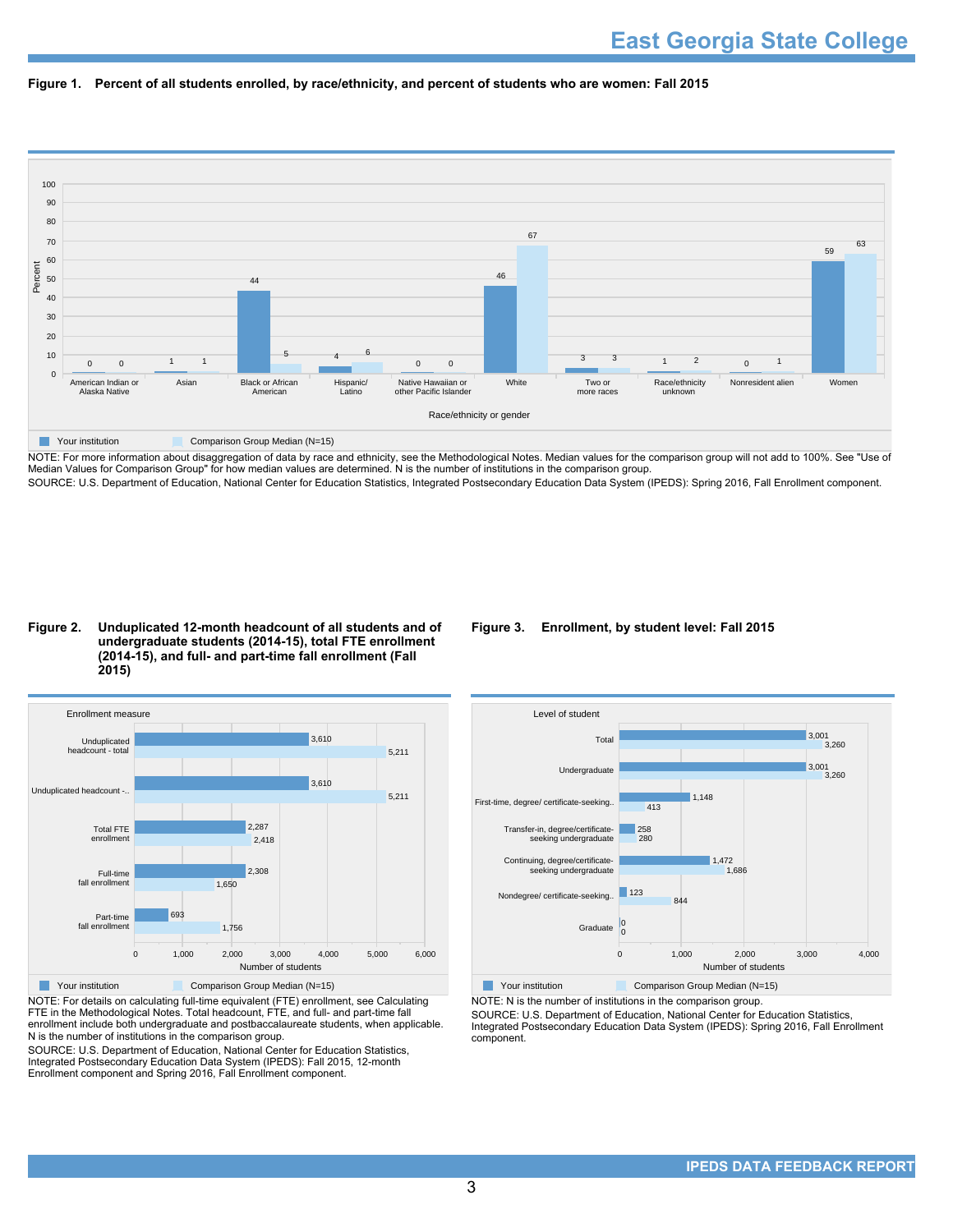## Figure 1. Percent of all students enrolled, by race/ethnicity, and percent of students who are women: Fall 2015

| Race/ethnicity or gender | Your institution | Comparison Group Median (N=15) |
|---|---|---|
| American Indian or Alaska Native | 0 | 0 |
| Asian | 1 | 1 |
| Black or African American | 44 | 5 |
| Hispanic/ Latino | 4 | 6 |
| Native Hawaiian or other Pacific Islander | 0 | 0 |
| White | 46 | 67 |
| Two or more races | 3 | 3 |
| Race/ethnicity unknown | 1 | 2 |
| Nonresident alien | 0 | 1 |
| Women | 59 | 63 |

NOTE: For more information about disaggregation of data by race and ethnicity, see the Methodological Notes. Median values for the comparison group will not add to 100%. See "Use of Median Values for Comparison Group" for how median values are determined. N is the number of institutions in the comparison group.

SOURCE: U.S. Department of Education, National Center for Education Statistics, Integrated Postsecondary Education Data System (IPEDS): Spring 2016, Fall Enrollment component.

## Figure 2. Unduplicated 12-month headcount of all students and of undergraduate students (2014-15), total FTE enrollment (2014-15), and full- and part-time fall enrollment (Fall 2015)

| Enrollment measure | Your institution | Comparison Group Median (N=15) |
|---|---|---|
| Unduplicated headcount - total | 3,610 | 5,211 |
| Unduplicated headcount -.. | 3,610 | 5,211 |
| Total FTE enrollment | 2,287 | 2,418 |
| Full-time fall enrollment | 2,308 | 1,650 |
| Part-time fall enrollment | 693 | 1,756 |

NOTE: For details on calculating full-time equivalent (FTE) enrollment, see Calculating FTE in the Methodological Notes. Total headcount, FTE, and full- and part-time fall enrollment include both undergraduate and postbaccalaureate students, when applicable. N is the number of institutions in the comparison group.

SOURCE: U.S. Department of Education, National Center for Education Statistics, Integrated Postsecondary Education Data System (IPEDS): Fall 2015, 12-month Enrollment component and Spring 2016, Fall Enrollment component.

## Figure 3. Enrollment, by student level: Fall 2015

| Level of student | Your institution | Comparison Group Median (N=15) |
|---|---|---|
| Total | 3,001 | 3,260 |
| Undergraduate | 3,001 | 3,260 |
| First-time, degree/ certificate-seeking.. | 1,148 | 413 |
| Transfer-in, degree/certificate-seeking undergraduate | 258 | 280 |
| Continuing, degree/certificate-seeking undergraduate | 1,472 | 1,686 |
| Nondegree/ certificate-seeking.. | 123 | 844 |
| Graduate | 0 | 0 |

NOTE: N is the number of institutions in the comparison group.

SOURCE: U.S. Department of Education, National Center for Education Statistics, Integrated Postsecondary Education Data System (IPEDS): Spring 2016, Fall Enrollment component.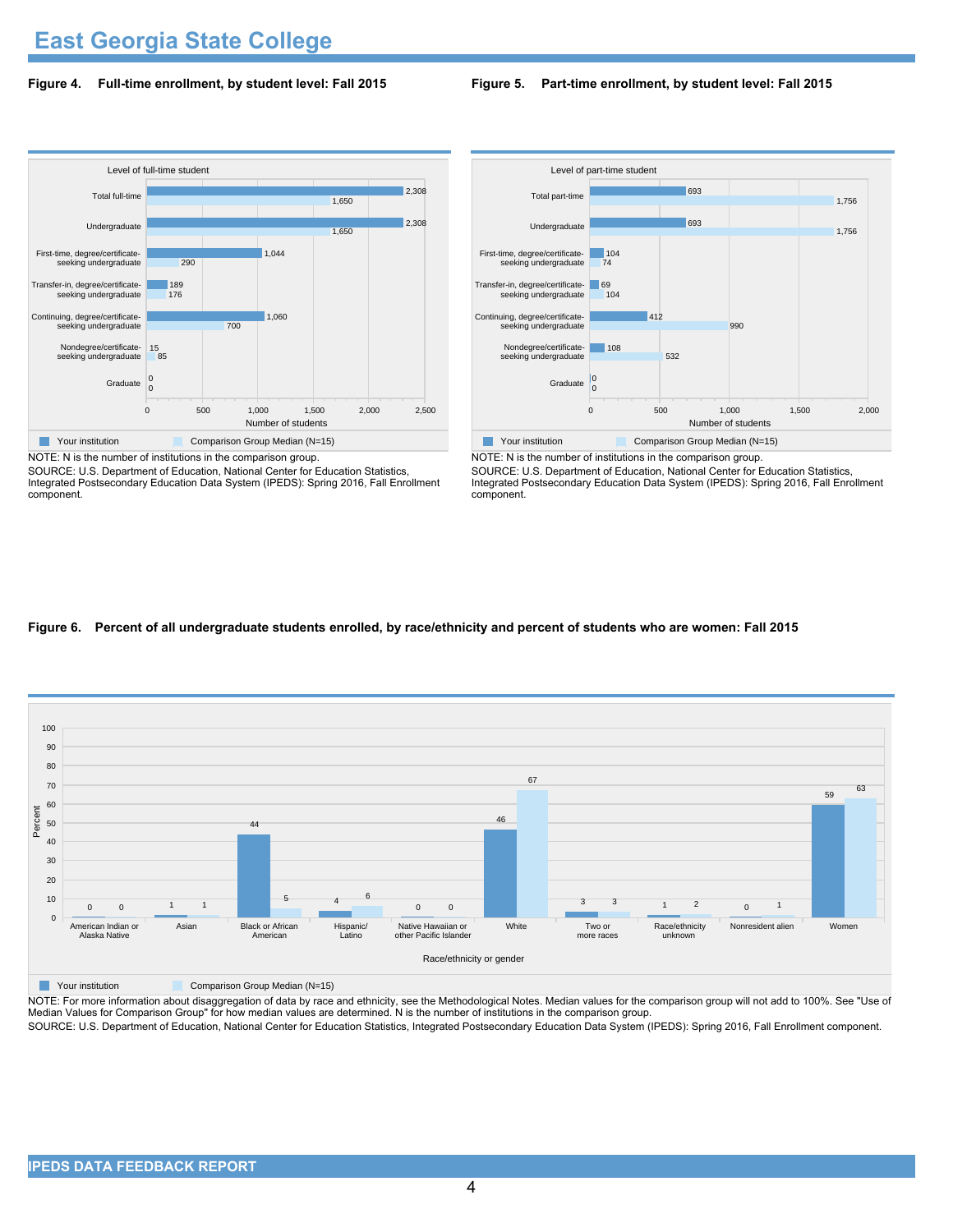# East Georgia State College

**Figure 4. Full-time enrollment, by student level: Fall 2015**

| Level of full-time student | Your institution | Comparison Group Median (N=15) |
|---|---|---|
| Total full-time | 2,308 | 1,650 |
| Undergraduate | 2,308 | 1,650 |
| First-time, degree/certificate-seeking undergraduate | 1,044 | 290 |
| Transfer-in, degree/certificate-seeking undergraduate | 189 | 176 |
| Continuing, degree/certificate-seeking undergraduate | 1,060 | 700 |
| Nondegree/certificate-seeking undergraduate | 15 | 85 |
| Graduate | 0 | 0 |

NOTE: N is the number of institutions in the comparison group.
SOURCE: U.S. Department of Education, National Center for Education Statistics, Integrated Postsecondary Education Data System (IPEDS): Spring 2016, Fall Enrollment component.

**Figure 5. Part-time enrollment, by student level: Fall 2015**

| Level of part-time student | Your institution | Comparison Group Median (N=15) |
|---|---|---|
| Total part-time | 693 | 1,756 |
| Undergraduate | 693 | 1,756 |
| First-time, degree/certificate-seeking undergraduate | 104 | 74 |
| Transfer-in, degree/certificate-seeking undergraduate | 69 | 104 |
| Continuing, degree/certificate-seeking undergraduate | 412 | 990 |
| Nondegree/certificate-seeking undergraduate | 108 | 532 |
| Graduate | 0 | 0 |

NOTE: N is the number of institutions in the comparison group.
SOURCE: U.S. Department of Education, National Center for Education Statistics, Integrated Postsecondary Education Data System (IPEDS): Spring 2016, Fall Enrollment component.

**Figure 6. Percent of all undergraduate students enrolled, by race/ethnicity and percent of students who are women: Fall 2015**

| Race/ethnicity or gender | Your institution | Comparison Group Median (N=15) |
|---|---|---|
| American Indian or Alaska Native | 0 | 0 |
| Asian | 1 | 1 |
| Black or African American | 44 | 5 |
| Hispanic/Latino | 4 | 6 |
| Native Hawaiian or other Pacific Islander | 0 | 0 |
| White | 46 | 67 |
| Two or more races | 3 | 3 |
| Race/ethnicity unknown | 1 | 2 |
| Nonresident alien | 0 | 1 |
| Women | 59 | 63 |

NOTE: For more information about disaggregation of data by race and ethnicity, see the Methodological Notes. Median values for the comparison group will not add to 100%. See "Use of Median Values for Comparison Group" for how median values are determined. N is the number of institutions in the comparison group.
SOURCE: U.S. Department of Education, National Center for Education Statistics, Integrated Postsecondary Education Data System (IPEDS): Spring 2016, Fall Enrollment component.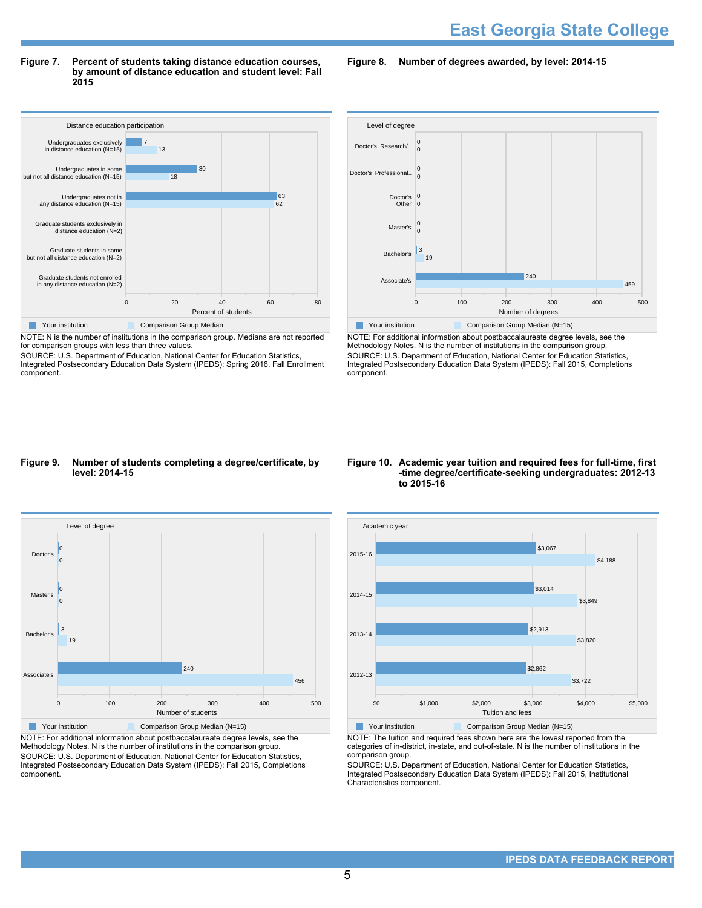**Figure 7. Percent of students taking distance education courses, by amount of distance education and student level: Fall 2015**

| Distance education participation | Your institution | Comparison Group Median |
|---|---|---|
| Undergraduates exclusively in distance education (N=15) | 7 | 13 |
| Undergraduates in some but not all distance education (N=15) | 30 | 18 |
| Undergraduates not in any distance education (N=15) | 63 | 62 |
| Graduate students exclusively in distance education (N=2) | | |
| Graduate students in some but not all distance education (N=2) | | |
| Graduate students not enrolled in any distance education (N=2) | | |

NOTE: N is the number of institutions in the comparison group. Medians are not reported for comparison groups with less than three values.
SOURCE: U.S. Department of Education, National Center for Education Statistics, Integrated Postsecondary Education Data System (IPEDS): Spring 2016, Fall Enrollment component.

**Figure 8. Number of degrees awarded, by level: 2014-15**

| Level of degree | Your institution | Comparison Group Median (N=15) |
|---|---|---|
| Doctor's Research/.. | 0 | 0 |
| Doctor's Professional.. | 0 | 0 |
| Doctor's Other | 0 | 0 |
| Master's | 0 | 0 |
| Bachelor's | 3 | 19 |
| Associate's | 240 | 459 |

NOTE: For additional information about postbaccalaureate degree levels, see the Methodology Notes. N is the number of institutions in the comparison group.
SOURCE: U.S. Department of Education, National Center for Education Statistics, Integrated Postsecondary Education Data System (IPEDS): Fall 2015, Completions component.

**Figure 9. Number of students completing a degree/certificate, by level: 2014-15**

| Level of degree | Your institution | Comparison Group Median (N=15) |
|---|---|---|
| Doctor's | 0 | 0 |
| Master's | 0 | 0 |
| Bachelor's | 3 | 19 |
| Associate's | 240 | 456 |

NOTE: For additional information about postbaccalaureate degree levels, see the Methodology Notes. N is the number of institutions in the comparison group.
SOURCE: U.S. Department of Education, National Center for Education Statistics, Integrated Postsecondary Education Data System (IPEDS): Fall 2015, Completions component.

**Figure 10. Academic year tuition and required fees for full-time, first-time degree/certificate-seeking undergraduates: 2012-13 to 2015-16**

| Academic year | Your institution | Comparison Group Median (N=15) |
|---|---|---|
| 2015-16 | $3,067 | $4,188 |
| 2014-15 | $3,014 | $3,849 |
| 2013-14 | $2,913 | $3,820 |
| 2012-13 | $2,862 | $3,722 |

NOTE: The tuition and required fees shown here are the lowest reported from the categories of in-district, in-state, and out-of-state. N is the number of institutions in the comparison group.
SOURCE: U.S. Department of Education, National Center for Education Statistics, Integrated Postsecondary Education Data System (IPEDS): Fall 2015, Institutional Characteristics component.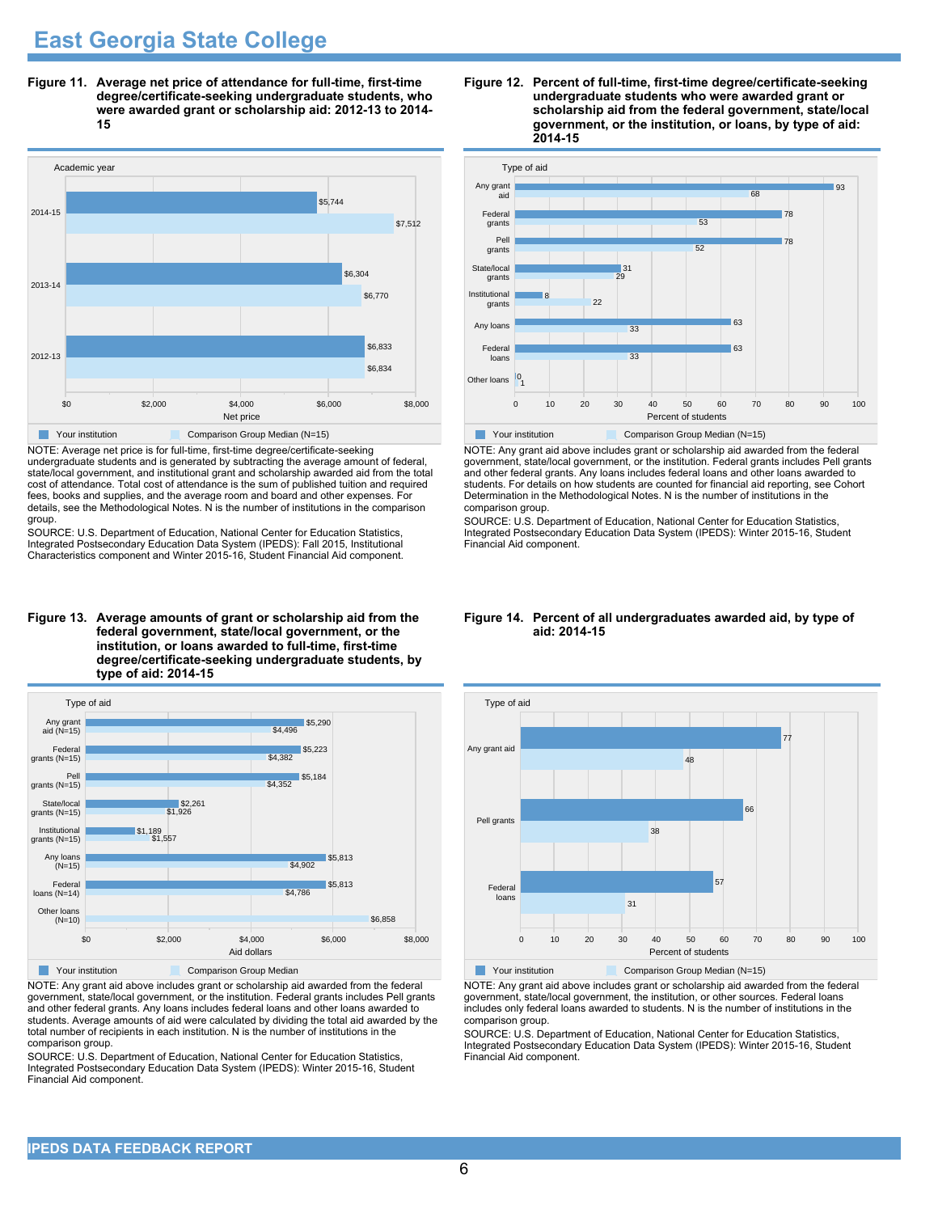# East Georgia State College

**Figure 11. Average net price of attendance for full-time, first-time degree/certificate-seeking undergraduate students, who were awarded grant or scholarship aid: 2012-13 to 2014-15**

| Academic year | Your institution | Comparison Group Median (N=15) |
|---|---|---|
| 2014-15 | $5,744 | $7,512 |
| 2013-14 | $6,304 | $6,770 |
| 2012-13 | $6,833 | $6,834 |

NOTE: Average net price is for full-time, first-time degree/certificate-seeking undergraduate students and is generated by subtracting the average amount of federal, state/local government, and institutional grant and scholarship awarded aid from the total cost of attendance. Total cost of attendance is the sum of published tuition and required fees, books and supplies, and the average room and board and other expenses. For details, see the Methodological Notes. N is the number of institutions in the comparison group.

SOURCE: U.S. Department of Education, National Center for Education Statistics, Integrated Postsecondary Education Data System (IPEDS): Fall 2015, Institutional Characteristics component and Winter 2015-16, Student Financial Aid component.

**Figure 12. Percent of full-time, first-time degree/certificate-seeking undergraduate students who were awarded grant or scholarship aid from the federal government, state/local government, or the institution, or loans, by type of aid: 2014-15**

| Type of aid | Your institution | Comparison Group Median (N=15) |
|---|---|---|
| Any grant aid | 93 | 68 |
| Federal grants | 78 | 53 |
| Pell grants | 78 | 52 |
| State/local grants | 31 | 29 |
| Institutional grants | 8 | 22 |
| Any loans | 63 | 33 |
| Federal loans | 63 | 33 |
| Other loans | 0 | 1 |

NOTE: Any grant aid above includes grant or scholarship aid awarded from the federal government, state/local government, or the institution. Federal grants includes Pell grants and other federal grants. Any loans includes federal loans and other loans awarded to students. For details on how students are counted for financial aid reporting, see Cohort Determination in the Methodological Notes. N is the number of institutions in the comparison group.

SOURCE: U.S. Department of Education, National Center for Education Statistics, Integrated Postsecondary Education Data System (IPEDS): Winter 2015-16, Student Financial Aid component.

**Figure 13. Average amounts of grant or scholarship aid from the federal government, state/local government, or the institution, or loans awarded to full-time, first-time degree/certificate-seeking undergraduate students, by type of aid: 2014-15**

| Type of aid | Your institution | Comparison Group Median |
|---|---|---|
| Any grant aid (N=15) | $5,290 | $4,496 |
| Federal grants (N=15) | $5,223 | $4,382 |
| Pell grants (N=15) | $5,184 | $4,352 |
| State/local grants (N=15) | $2,261 | $1,926 |
| Institutional grants (N=15) | $1,189 | $1,557 |
| Any loans (N=15) | $5,813 | $4,902 |
| Federal loans (N=14) | $5,813 | $4,786 |
| Other loans (N=10) | | $6,858 |

NOTE: Any grant aid above includes grant or scholarship aid awarded from the federal government, state/local government, or the institution. Federal grants includes Pell grants and other federal grants. Any loans includes federal loans and other loans awarded to students. Average amounts of aid were calculated by dividing the total aid awarded by the total number of recipients in each institution. N is the number of institutions in the comparison group.

SOURCE: U.S. Department of Education, National Center for Education Statistics, Integrated Postsecondary Education Data System (IPEDS): Winter 2015-16, Student Financial Aid component.

**Figure 14. Percent of all undergraduates awarded aid, by type of aid: 2014-15**

| Type of aid | Your institution | Comparison Group Median (N=15) |
|---|---|---|
| Any grant aid | 77 | 48 |
| Pell grants | 66 | 38 |
| Federal loans | 57 | 31 |

NOTE: Any grant aid above includes grant or scholarship aid awarded from the federal government, state/local government, the institution, or other sources. Federal loans includes only federal loans awarded to students. N is the number of institutions in the comparison group.

SOURCE: U.S. Department of Education, National Center for Education Statistics, Integrated Postsecondary Education Data System (IPEDS): Winter 2015-16, Student Financial Aid component.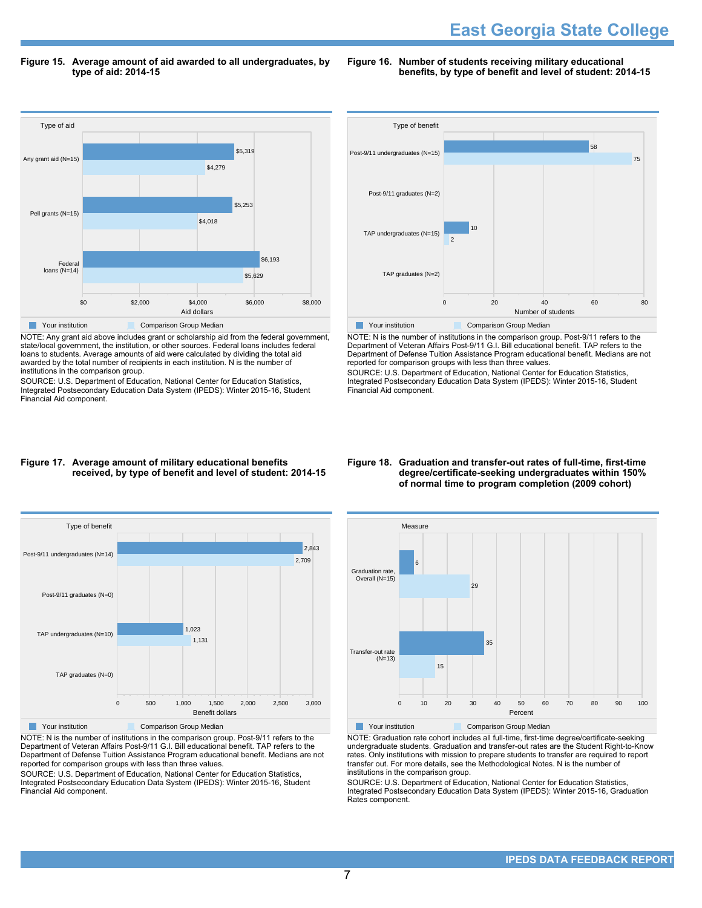**Figure 15. Average amount of aid awarded to all undergraduates, by type of aid: 2014-15**

| Type of aid | Your institution | Comparison Group Median |
| --- | --- | --- |
| Any grant aid (N=15) | $5,319 | $4,279 |
| Pell grants (N=15) | $5,253 | $4,018 |
| Federal loans (N=14) | $6,193 | $5,629 |

NOTE: Any grant aid above includes grant or scholarship aid from the federal government, state/local government, the institution, or other sources. Federal loans includes federal loans to students. Average amounts of aid were calculated by dividing the total aid awarded by the total number of recipients in each institution. N is the number of institutions in the comparison group.

SOURCE: U.S. Department of Education, National Center for Education Statistics, Integrated Postsecondary Education Data System (IPEDS): Winter 2015-16, Student Financial Aid component.

**Figure 16. Number of students receiving military educational benefits, by type of benefit and level of student: 2014-15**

| Type of benefit | Your institution | Comparison Group Median |
| --- | --- | --- |
| Post-9/11 undergraduates (N=15) | 58 | 75 |
| Post-9/11 graduates (N=2) | | |
| TAP undergraduates (N=15) | 10 | 2 |
| TAP graduates (N=2) | | |

NOTE: N is the number of institutions in the comparison group. Post-9/11 refers to the Department of Veteran Affairs Post-9/11 G.I. Bill educational benefit. TAP refers to the Department of Defense Tuition Assistance Program educational benefit. Medians are not reported for comparison groups with less than three values.

SOURCE: U.S. Department of Education, National Center for Education Statistics, Integrated Postsecondary Education Data System (IPEDS): Winter 2015-16, Student Financial Aid component.

**Figure 17. Average amount of military educational benefits received, by type of benefit and level of student: 2014-15**

| Type of benefit | Your institution | Comparison Group Median |
| --- | --- | --- |
| Post-9/11 undergraduates (N=14) | 2,843 | 2,709 |
| Post-9/11 graduates (N=0) | | |
| TAP undergraduates (N=10) | 1,023 | 1,131 |
| TAP graduates (N=0) | | |

NOTE: N is the number of institutions in the comparison group. Post-9/11 refers to the Department of Veteran Affairs Post-9/11 G.I. Bill educational benefit. TAP refers to the Department of Defense Tuition Assistance Program educational benefit. Medians are not reported for comparison groups with less than three values.

SOURCE: U.S. Department of Education, National Center for Education Statistics, Integrated Postsecondary Education Data System (IPEDS): Winter 2015-16, Student Financial Aid component.

**Figure 18. Graduation and transfer-out rates of full-time, first-time degree/certificate-seeking undergraduates within 150% of normal time to program completion (2009 cohort)**

| Measure | Your institution | Comparison Group Median |
| --- | --- | --- |
| Graduation rate, Overall (N=15) | 6 | 29 |
| Transfer-out rate (N=13) | 35 | 15 |

NOTE: Graduation rate cohort includes all full-time, first-time degree/certificate-seeking undergraduate students. Graduation and transfer-out rates are the Student Right-to-Know rates. Only institutions with mission to prepare students to transfer are required to report transfer out. For more details, see the Methodological Notes. N is the number of institutions in the comparison group.

SOURCE: U.S. Department of Education, National Center for Education Statistics, Integrated Postsecondary Education Data System (IPEDS): Winter 2015-16, Graduation Rates component.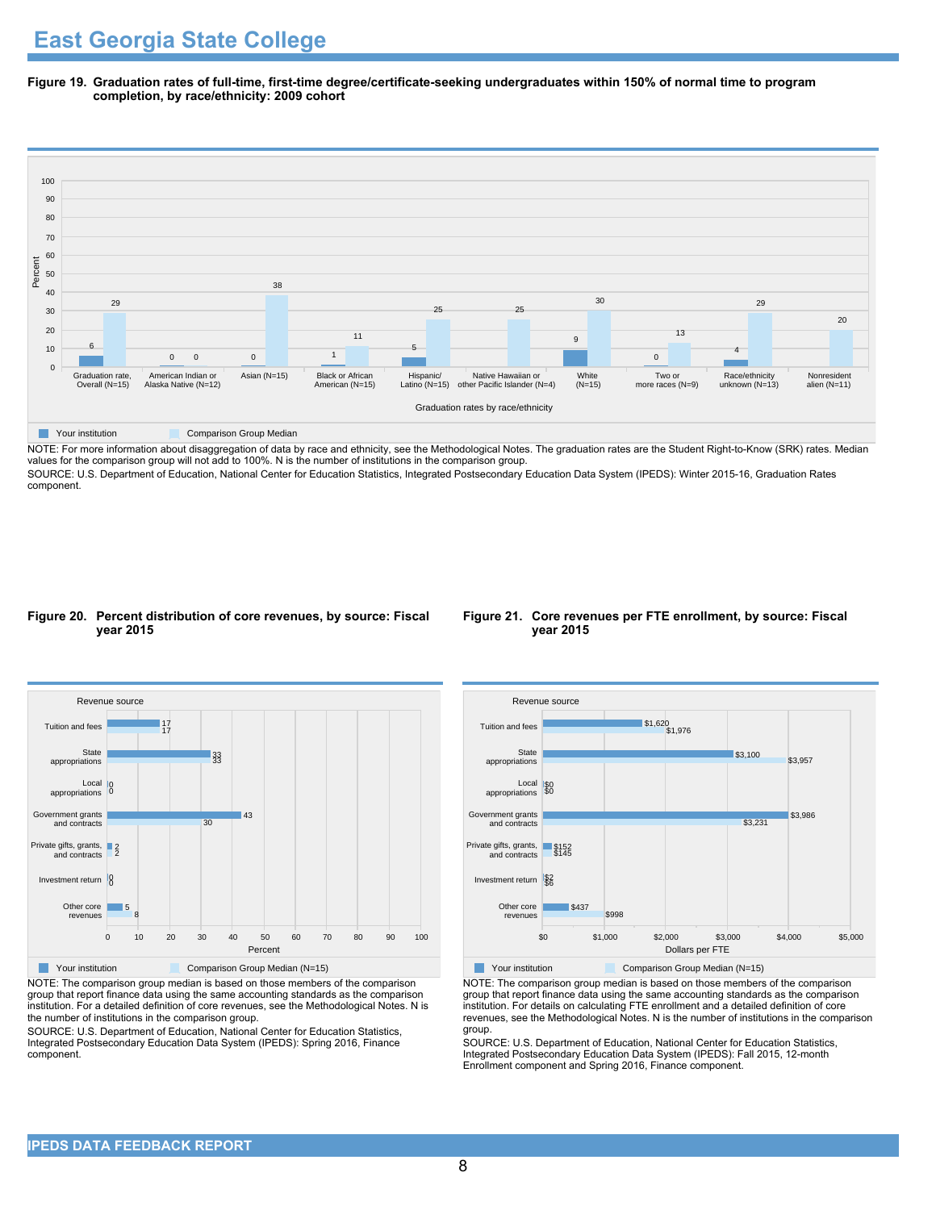# East Georgia State College

**Figure 19. Graduation rates of full-time, first-time degree/certificate-seeking undergraduates within 150% of normal time to program completion, by race/ethnicity: 2009 cohort**

| Graduation rates by race/ethnicity | Your institution | Comparison Group Median |
|---|---|---|
| Graduation rate, Overall (N=15) | 6 | 29 |
| American Indian or Alaska Native (N=12) | 0 | 0 |
| Asian (N=15) | 0 | 38 |
| Black or African American (N=15) | 1 | 11 |
| Hispanic/ Latino (N=15) | 5 | 25 |
| Native Hawaiian or other Pacific Islander (N=4) | | 25 |
| White (N=15) | 9 | 30 |
| Two or more races (N=9) | 0 | 13 |
| Race/ethnicity unknown (N=13) | 4 | 29 |
| Nonresident alien (N=11) | | 20 |

NOTE: For more information about disaggregation of data by race and ethnicity, see the Methodological Notes. The graduation rates are the Student Right-to-Know (SRK) rates. Median values for the comparison group will not add to 100%. N is the number of institutions in the comparison group.

SOURCE: U.S. Department of Education, National Center for Education Statistics, Integrated Postsecondary Education Data System (IPEDS): Winter 2015-16, Graduation Rates component.

**Figure 20. Percent distribution of core revenues, by source: Fiscal year 2015**

| Revenue source | Your institution (Percent) | Comparison Group Median (N=15) (Percent) |
|---|---|---|
| Tuition and fees | 17 | 17 |
| State appropriations | 33 | 33 |
| Local appropriations | 0 | 0 |
| Government grants and contracts | 43 | 30 |
| Private gifts, grants, and contracts | 2 | 2 |
| Investment return | 0 | 0 |
| Other core revenues | 5 | 8 |

NOTE: The comparison group median is based on those members of the comparison group that report finance data using the same accounting standards as the comparison institution. For a detailed definition of core revenues, see the Methodological Notes. N is the number of institutions in the comparison group.

SOURCE: U.S. Department of Education, National Center for Education Statistics, Integrated Postsecondary Education Data System (IPEDS): Spring 2016, Finance component.

**Figure 21. Core revenues per FTE enrollment, by source: Fiscal year 2015**

| Revenue source | Your institution (Dollars per FTE) | Comparison Group Median (N=15) (Dollars per FTE) |
|---|---|---|
| Tuition and fees | $1,620 | $1,976 |
| State appropriations | $3,100 | $3,957 |
| Local appropriations | $0 | $0 |
| Government grants and contracts | $3,986 | $3,231 |
| Private gifts, grants, and contracts | $152 | $145 |
| Investment return | $2 | $6 |
| Other core revenues | $437 | $998 |

NOTE: The comparison group median is based on those members of the comparison group that report finance data using the same accounting standards as the comparison institution. For details on calculating FTE enrollment and a detailed definition of core revenues, see the Methodological Notes. N is the number of institutions in the comparison group.

SOURCE: U.S. Department of Education, National Center for Education Statistics, Integrated Postsecondary Education Data System (IPEDS): Fall 2015, 12-month Enrollment component and Spring 2016, Finance component.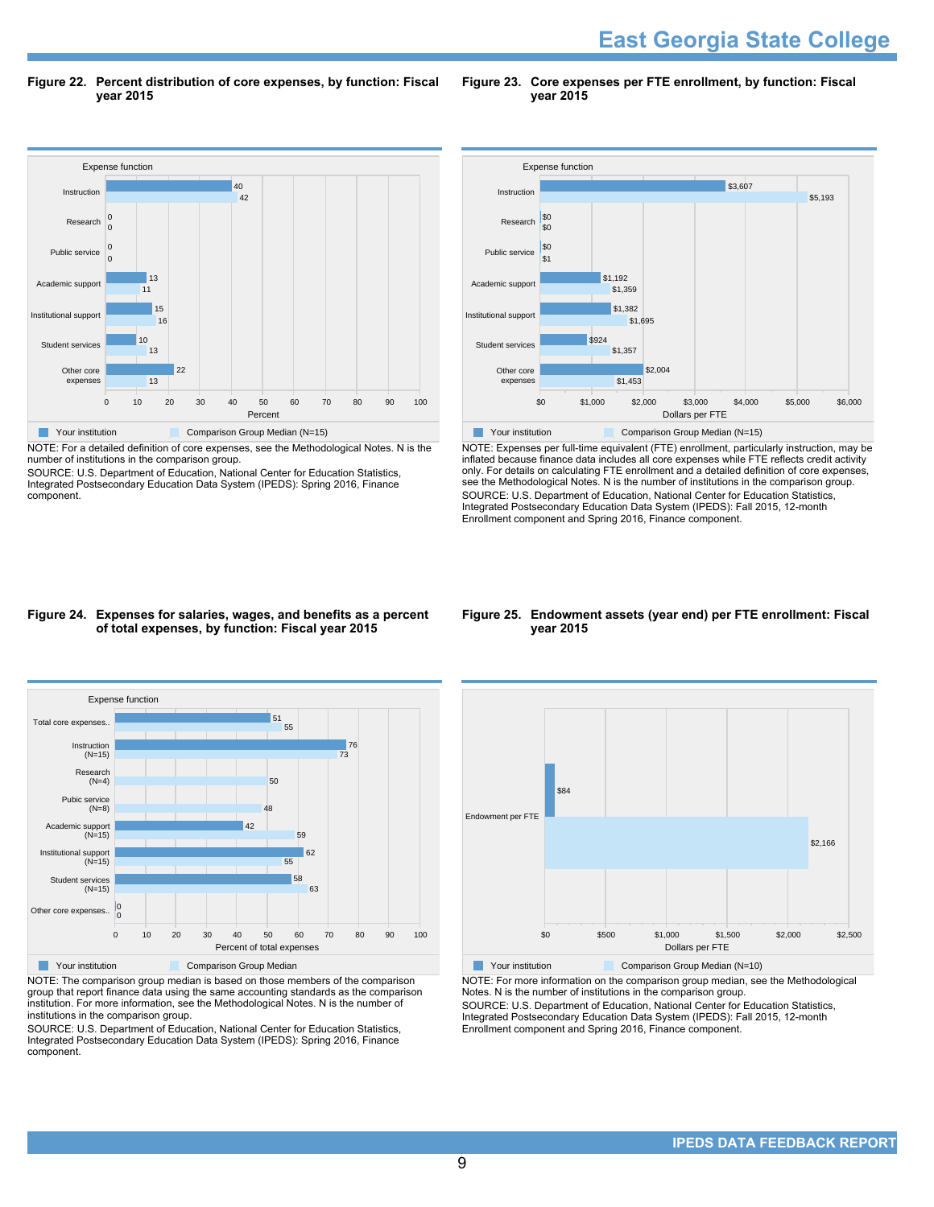# East Georgia State College

**Figure 22. Percent distribution of core expenses, by function: Fiscal year 2015**

| Expense function | Your institution | Comparison Group Median (N=15) |
|---|---|---|
| Instruction | 40 | 42 |
| Research | 0 | 0 |
| Public service | 0 | 0 |
| Academic support | 13 | 11 |
| Institutional support | 15 | 16 |
| Student services | 10 | 13 |
| Other core expenses | 22 | 13 |

Percent

NOTE: For a detailed definition of core expenses, see the Methodological Notes. N is the number of institutions in the comparison group.
SOURCE: U.S. Department of Education, National Center for Education Statistics, Integrated Postsecondary Education Data System (IPEDS): Spring 2016, Finance component.

**Figure 23. Core expenses per FTE enrollment, by function: Fiscal year 2015**

| Expense function | Your institution | Comparison Group Median (N=15) |
|---|---|---|
| Instruction | $3,607 | $5,193 |
| Research | $0 | $0 |
| Public service | $0 | $1 |
| Academic support | $1,192 | $1,359 |
| Institutional support | $1,382 | $1,695 |
| Student services | $924 | $1,357 |
| Other core expenses | $2,004 | $1,453 |

Dollars per FTE

NOTE: Expenses per full-time equivalent (FTE) enrollment, particularly instruction, may be inflated because finance data includes all core expenses while FTE reflects credit activity only. For details on calculating FTE enrollment and a detailed definition of core expenses, see the Methodological Notes. N is the number of institutions in the comparison group.
SOURCE: U.S. Department of Education, National Center for Education Statistics, Integrated Postsecondary Education Data System (IPEDS): Fall 2015, 12-month Enrollment component and Spring 2016, Finance component.

**Figure 24. Expenses for salaries, wages, and benefits as a percent of total expenses, by function: Fiscal year 2015**

| Expense function | Your institution | Comparison Group Median |
|---|---|---|
| Total core expenses.. | 51 | 55 |
| Instruction (N=15) | 76 | 73 |
| Research (N=4) | | 50 |
| Pubic service (N=8) | | 48 |
| Academic support (N=15) | 42 | 59 |
| Institutional support (N=15) | 62 | 55 |
| Student services (N=15) | 58 | 63 |
| Other core expenses.. | 0 | 0 |

Percent of total expenses

NOTE: The comparison group median is based on those members of the comparison group that report finance data using the same accounting standards as the comparison institution. For more information, see the Methodological Notes. N is the number of institutions in the comparison group.
SOURCE: U.S. Department of Education, National Center for Education Statistics, Integrated Postsecondary Education Data System (IPEDS): Spring 2016, Finance component.

**Figure 25. Endowment assets (year end) per FTE enrollment: Fiscal year 2015**

| | Your institution | Comparison Group Median (N=10) |
|---|---|---|
| Endowment per FTE | $84 | $2,166 |

Dollars per FTE

NOTE: For more information on the comparison group median, see the Methodological Notes. N is the number of institutions in the comparison group.
SOURCE: U.S. Department of Education, National Center for Education Statistics, Integrated Postsecondary Education Data System (IPEDS): Fall 2015, 12-month Enrollment component and Spring 2016, Finance component.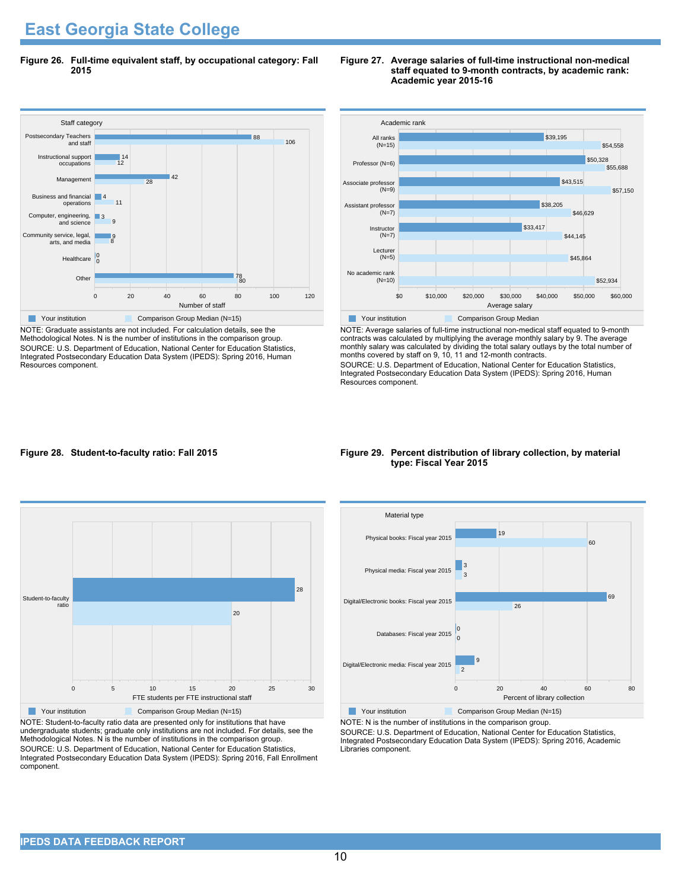# East Georgia State College

**Figure 26. Full-time equivalent staff, by occupational category: Fall 2015**

| Staff category | Your institution | Comparison Group Median (N=15) |
|---|---|---|
| Postsecondary Teachers and staff | 88 | 106 |
| Instructional support occupations | 14 | 12 |
| Management | 42 | 28 |
| Business and financial operations | 4 | 11 |
| Computer, engineering, and science | 3 | 9 |
| Community service, legal, arts, and media | 9 | 8 |
| Healthcare | 0 | 0 |
| Other | 78 | 80 |

NOTE: Graduate assistants are not included. For calculation details, see the Methodological Notes. N is the number of institutions in the comparison group.
SOURCE: U.S. Department of Education, National Center for Education Statistics, Integrated Postsecondary Education Data System (IPEDS): Spring 2016, Human Resources component.

**Figure 27. Average salaries of full-time instructional non-medical staff equated to 9-month contracts, by academic rank: Academic year 2015-16**

| Academic rank | Your institution | Comparison Group Median |
|---|---|---|
| All ranks (N=15) | $39,195 | $54,558 |
| Professor (N=6) | $50,328 | $55,688 |
| Associate professor (N=9) | $43,515 | $57,150 |
| Assistant professor (N=7) | $38,205 | $46,629 |
| Instructor (N=7) | $33,417 | $44,145 |
| Lecturer (N=5) | | $45,864 |
| No academic rank (N=10) | | $52,934 |

NOTE: Average salaries of full-time instructional non-medical staff equated to 9-month contracts was calculated by multiplying the average monthly salary by 9. The average monthly salary was calculated by dividing the total salary outlays by the total number of months covered by staff on 9, 10, 11 and 12-month contracts.
SOURCE: U.S. Department of Education, National Center for Education Statistics, Integrated Postsecondary Education Data System (IPEDS): Spring 2016, Human Resources component.

**Figure 28. Student-to-faculty ratio: Fall 2015**

| | Your institution | Comparison Group Median (N=15) |
|---|---|---|
| Student-to-faculty ratio (FTE students per FTE instructional staff) | 28 | 20 |

NOTE: Student-to-faculty ratio data are presented only for institutions that have undergraduate students; graduate only institutions are not included. For details, see the Methodological Notes. N is the number of institutions in the comparison group.
SOURCE: U.S. Department of Education, National Center for Education Statistics, Integrated Postsecondary Education Data System (IPEDS): Spring 2016, Fall Enrollment component.

**Figure 29. Percent distribution of library collection, by material type: Fiscal Year 2015**

| Material type | Your institution | Comparison Group Median (N=15) |
|---|---|---|
| Physical books: Fiscal year 2015 | 19 | 60 |
| Physical media: Fiscal year 2015 | 3 | 3 |
| Digital/Electronic books: Fiscal year 2015 | 69 | 26 |
| Databases: Fiscal year 2015 | 0 | 0 |
| Digital/Electronic media: Fiscal year 2015 | 9 | 2 |

NOTE: N is the number of institutions in the comparison group.
SOURCE: U.S. Department of Education, National Center for Education Statistics, Integrated Postsecondary Education Data System (IPEDS): Spring 2016, Academic Libraries component.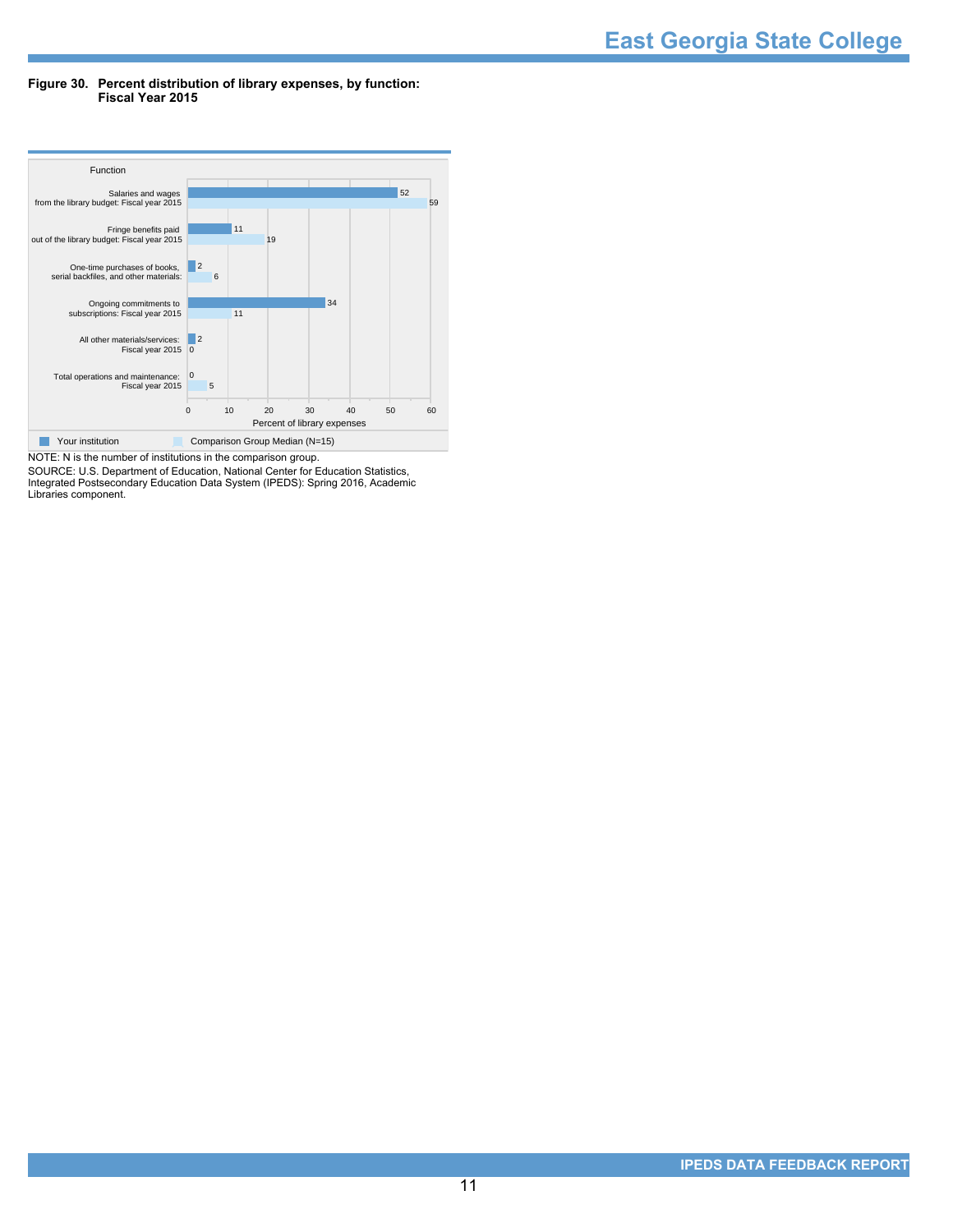**Figure 30. Percent distribution of library expenses, by function: Fiscal Year 2015**

| Function | Your institution | Comparison Group Median (N=15) |
|---|---|---|
| Salaries and wages from the library budget: Fiscal year 2015 | 52 | 59 |
| Fringe benefits paid out of the library budget: Fiscal year 2015 | 11 | 19 |
| One-time purchases of books, serial backfiles, and other materials: | 2 | 6 |
| Ongoing commitments to subscriptions: Fiscal year 2015 | 34 | 11 |
| All other materials/services: Fiscal year 2015 | 2 | 0 |
| Total operations and maintenance: Fiscal year 2015 | 0 | 5 |

Percent of library expenses

NOTE: N is the number of institutions in the comparison group.

SOURCE: U.S. Department of Education, National Center for Education Statistics, Integrated Postsecondary Education Data System (IPEDS): Spring 2016, Academic Libraries component.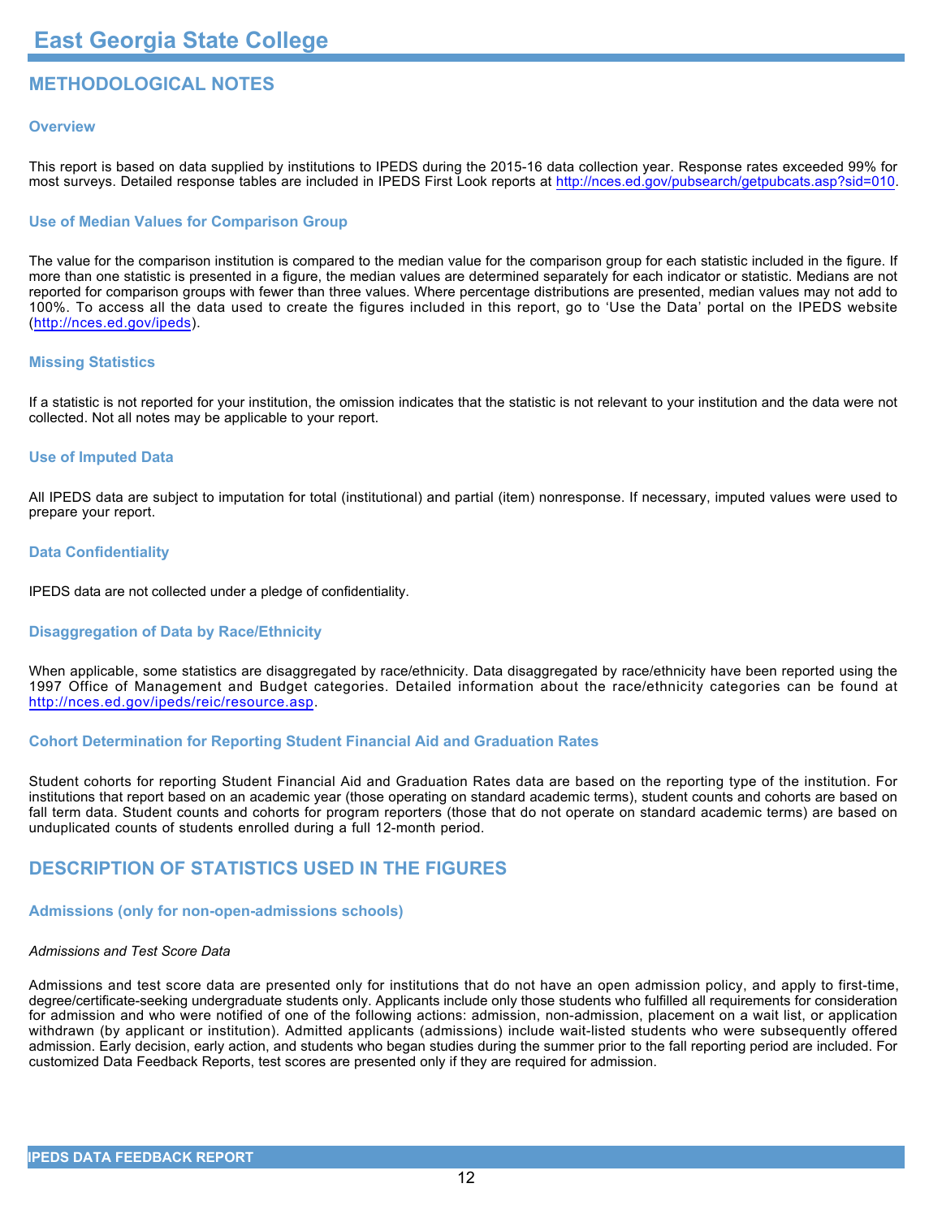# East Georgia State College

## METHODOLOGICAL NOTES

### Overview

This report is based on data supplied by institutions to IPEDS during the 2015-16 data collection year. Response rates exceeded 99% for most surveys. Detailed response tables are included in IPEDS First Look reports at http://nces.ed.gov/pubsearch/getpubcats.asp?sid=010.

### Use of Median Values for Comparison Group

The value for the comparison institution is compared to the median value for the comparison group for each statistic included in the figure. If more than one statistic is presented in a figure, the median values are determined separately for each indicator or statistic. Medians are not reported for comparison groups with fewer than three values. Where percentage distributions are presented, median values may not add to 100%. To access all the data used to create the figures included in this report, go to 'Use the Data' portal on the IPEDS website (http://nces.ed.gov/ipeds).

### Missing Statistics

If a statistic is not reported for your institution, the omission indicates that the statistic is not relevant to your institution and the data were not collected. Not all notes may be applicable to your report.

### Use of Imputed Data

All IPEDS data are subject to imputation for total (institutional) and partial (item) nonresponse. If necessary, imputed values were used to prepare your report.

### Data Confidentiality

IPEDS data are not collected under a pledge of confidentiality.

### Disaggregation of Data by Race/Ethnicity

When applicable, some statistics are disaggregated by race/ethnicity. Data disaggregated by race/ethnicity have been reported using the 1997 Office of Management and Budget categories. Detailed information about the race/ethnicity categories can be found at http://nces.ed.gov/ipeds/reic/resource.asp.

### Cohort Determination for Reporting Student Financial Aid and Graduation Rates

Student cohorts for reporting Student Financial Aid and Graduation Rates data are based on the reporting type of the institution. For institutions that report based on an academic year (those operating on standard academic terms), student counts and cohorts are based on fall term data. Student counts and cohorts for program reporters (those that do not operate on standard academic terms) are based on unduplicated counts of students enrolled during a full 12-month period.

## DESCRIPTION OF STATISTICS USED IN THE FIGURES

### Admissions (only for non-open-admissions schools)

*Admissions and Test Score Data*

Admissions and test score data are presented only for institutions that do not have an open admission policy, and apply to first-time, degree/certificate-seeking undergraduate students only. Applicants include only those students who fulfilled all requirements for consideration for admission and who were notified of one of the following actions: admission, non-admission, placement on a wait list, or application withdrawn (by applicant or institution). Admitted applicants (admissions) include wait-listed students who were subsequently offered admission. Early decision, early action, and students who began studies during the summer prior to the fall reporting period are included. For customized Data Feedback Reports, test scores are presented only if they are required for admission.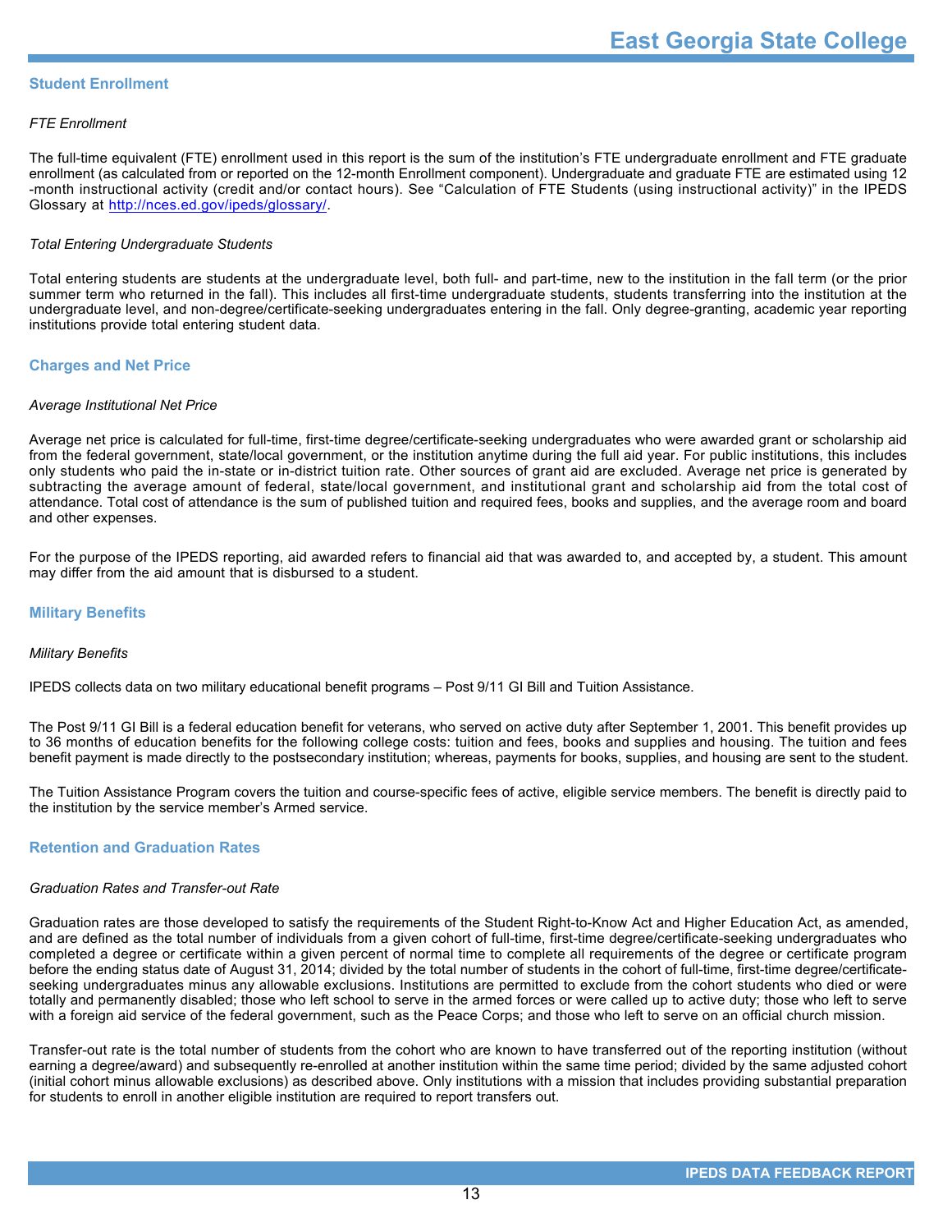## Student Enrollment

*FTE Enrollment*

The full-time equivalent (FTE) enrollment used in this report is the sum of the institution's FTE undergraduate enrollment and FTE graduate enrollment (as calculated from or reported on the 12-month Enrollment component). Undergraduate and graduate FTE are estimated using 12-month instructional activity (credit and/or contact hours). See "Calculation of FTE Students (using instructional activity)" in the IPEDS Glossary at [http://nces.ed.gov/ipeds/glossary/](http://nces.ed.gov/ipeds/glossary/).

*Total Entering Undergraduate Students*

Total entering students are students at the undergraduate level, both full- and part-time, new to the institution in the fall term (or the prior summer term who returned in the fall). This includes all first-time undergraduate students, students transferring into the institution at the undergraduate level, and non-degree/certificate-seeking undergraduates entering in the fall. Only degree-granting, academic year reporting institutions provide total entering student data.

## Charges and Net Price

*Average Institutional Net Price*

Average net price is calculated for full-time, first-time degree/certificate-seeking undergraduates who were awarded grant or scholarship aid from the federal government, state/local government, or the institution anytime during the full aid year. For public institutions, this includes only students who paid the in-state or in-district tuition rate. Other sources of grant aid are excluded. Average net price is generated by subtracting the average amount of federal, state/local government, and institutional grant and scholarship aid from the total cost of attendance. Total cost of attendance is the sum of published tuition and required fees, books and supplies, and the average room and board and other expenses.

For the purpose of the IPEDS reporting, aid awarded refers to financial aid that was awarded to, and accepted by, a student. This amount may differ from the aid amount that is disbursed to a student.

## Military Benefits

*Military Benefits*

IPEDS collects data on two military educational benefit programs – Post 9/11 GI Bill and Tuition Assistance.

The Post 9/11 GI Bill is a federal education benefit for veterans, who served on active duty after September 1, 2001. This benefit provides up to 36 months of education benefits for the following college costs: tuition and fees, books and supplies and housing. The tuition and fees benefit payment is made directly to the postsecondary institution; whereas, payments for books, supplies, and housing are sent to the student.

The Tuition Assistance Program covers the tuition and course-specific fees of active, eligible service members. The benefit is directly paid to the institution by the service member's Armed service.

## Retention and Graduation Rates

*Graduation Rates and Transfer-out Rate*

Graduation rates are those developed to satisfy the requirements of the Student Right-to-Know Act and Higher Education Act, as amended, and are defined as the total number of individuals from a given cohort of full-time, first-time degree/certificate-seeking undergraduates who completed a degree or certificate within a given percent of normal time to complete all requirements of the degree or certificate program before the ending status date of August 31, 2014; divided by the total number of students in the cohort of full-time, first-time degree/certificate-seeking undergraduates minus any allowable exclusions. Institutions are permitted to exclude from the cohort students who died or were totally and permanently disabled; those who left school to serve in the armed forces or were called up to active duty; those who left to serve with a foreign aid service of the federal government, such as the Peace Corps; and those who left to serve on an official church mission.

Transfer-out rate is the total number of students from the cohort who are known to have transferred out of the reporting institution (without earning a degree/award) and subsequently re-enrolled at another institution within the same time period; divided by the same adjusted cohort (initial cohort minus allowable exclusions) as described above. Only institutions with a mission that includes providing substantial preparation for students to enroll in another eligible institution are required to report transfers out.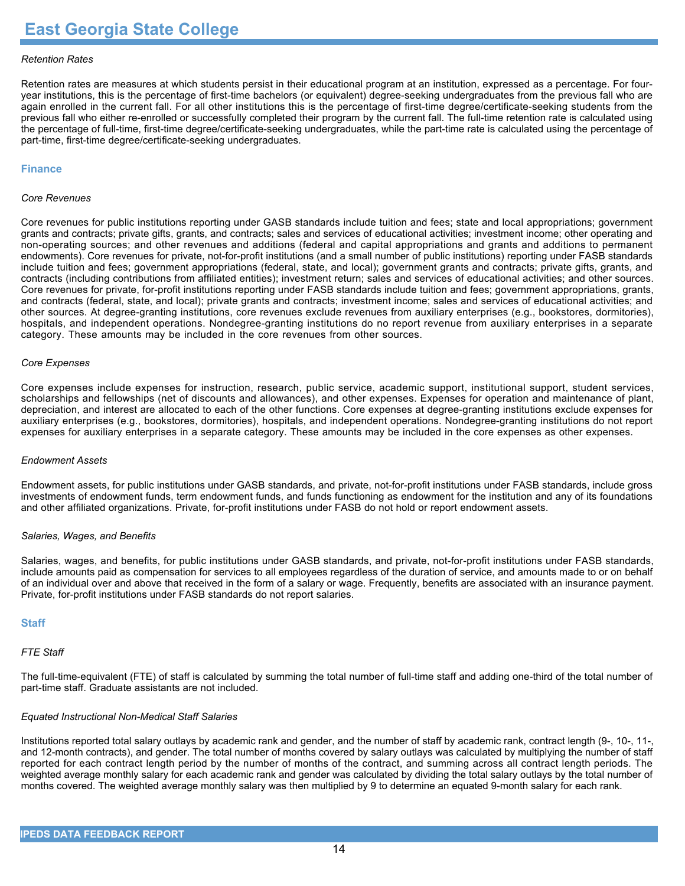*Retention Rates*

Retention rates are measures at which students persist in their educational program at an institution, expressed as a percentage. For four-year institutions, this is the percentage of first-time bachelors (or equivalent) degree-seeking undergraduates from the previous fall who are again enrolled in the current fall. For all other institutions this is the percentage of first-time degree/certificate-seeking students from the previous fall who either re-enrolled or successfully completed their program by the current fall. The full-time retention rate is calculated using the percentage of full-time, first-time degree/certificate-seeking undergraduates, while the part-time rate is calculated using the percentage of part-time, first-time degree/certificate-seeking undergraduates.

## Finance

*Core Revenues*

Core revenues for public institutions reporting under GASB standards include tuition and fees; state and local appropriations; government grants and contracts; private gifts, grants, and contracts; sales and services of educational activities; investment income; other operating and non-operating sources; and other revenues and additions (federal and capital appropriations and grants and additions to permanent endowments). Core revenues for private, not-for-profit institutions (and a small number of public institutions) reporting under FASB standards include tuition and fees; government appropriations (federal, state, and local); government grants and contracts; private gifts, grants, and contracts (including contributions from affiliated entities); investment return; sales and services of educational activities; and other sources. Core revenues for private, for-profit institutions reporting under FASB standards include tuition and fees; government appropriations, grants, and contracts (federal, state, and local); private grants and contracts; investment income; sales and services of educational activities; and other sources. At degree-granting institutions, core revenues exclude revenues from auxiliary enterprises (e.g., bookstores, dormitories), hospitals, and independent operations. Nondegree-granting institutions do no report revenue from auxiliary enterprises in a separate category. These amounts may be included in the core revenues from other sources.

*Core Expenses*

Core expenses include expenses for instruction, research, public service, academic support, institutional support, student services, scholarships and fellowships (net of discounts and allowances), and other expenses. Expenses for operation and maintenance of plant, depreciation, and interest are allocated to each of the other functions. Core expenses at degree-granting institutions exclude expenses for auxiliary enterprises (e.g., bookstores, dormitories), hospitals, and independent operations. Nondegree-granting institutions do not report expenses for auxiliary enterprises in a separate category. These amounts may be included in the core expenses as other expenses.

*Endowment Assets*

Endowment assets, for public institutions under GASB standards, and private, not-for-profit institutions under FASB standards, include gross investments of endowment funds, term endowment funds, and funds functioning as endowment for the institution and any of its foundations and other affiliated organizations. Private, for-profit institutions under FASB do not hold or report endowment assets.

*Salaries, Wages, and Benefits*

Salaries, wages, and benefits, for public institutions under GASB standards, and private, not-for-profit institutions under FASB standards, include amounts paid as compensation for services to all employees regardless of the duration of service, and amounts made to or on behalf of an individual over and above that received in the form of a salary or wage. Frequently, benefits are associated with an insurance payment. Private, for-profit institutions under FASB standards do not report salaries.

## Staff

*FTE Staff*

The full-time-equivalent (FTE) of staff is calculated by summing the total number of full-time staff and adding one-third of the total number of part-time staff. Graduate assistants are not included.

*Equated Instructional Non-Medical Staff Salaries*

Institutions reported total salary outlays by academic rank and gender, and the number of staff by academic rank, contract length (9-, 10-, 11-, and 12-month contracts), and gender. The total number of months covered by salary outlays was calculated by multiplying the number of staff reported for each contract length period by the number of months of the contract, and summing across all contract length periods. The weighted average monthly salary for each academic rank and gender was calculated by dividing the total salary outlays by the total number of months covered. The weighted average monthly salary was then multiplied by 9 to determine an equated 9-month salary for each rank.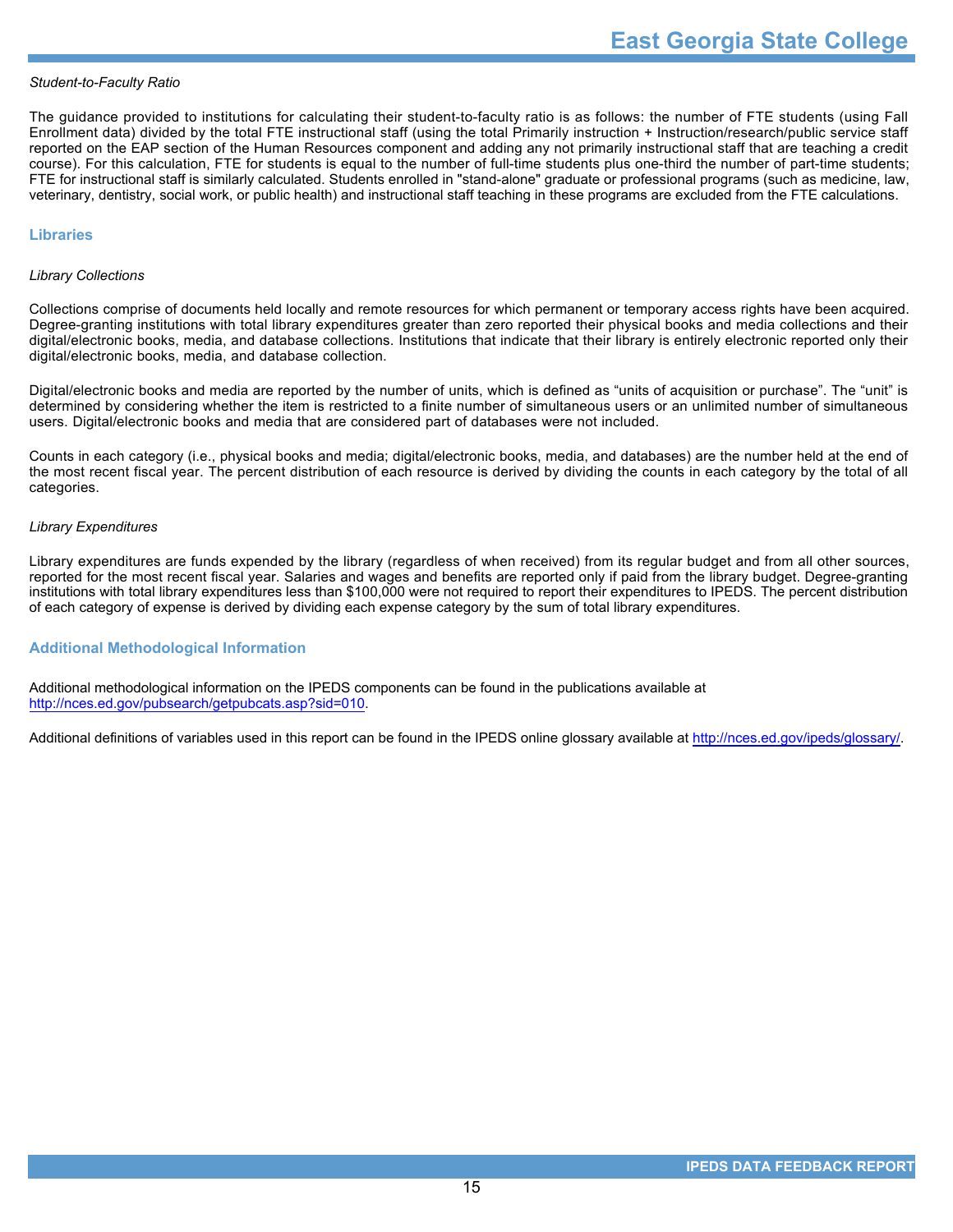*Student-to-Faculty Ratio*

The guidance provided to institutions for calculating their student-to-faculty ratio is as follows: the number of FTE students (using Fall Enrollment data) divided by the total FTE instructional staff (using the total Primarily instruction + Instruction/research/public service staff reported on the EAP section of the Human Resources component and adding any not primarily instructional staff that are teaching a credit course). For this calculation, FTE for students is equal to the number of full-time students plus one-third the number of part-time students; FTE for instructional staff is similarly calculated. Students enrolled in "stand-alone" graduate or professional programs (such as medicine, law, veterinary, dentistry, social work, or public health) and instructional staff teaching in these programs are excluded from the FTE calculations.

## Libraries

*Library Collections*

Collections comprise of documents held locally and remote resources for which permanent or temporary access rights have been acquired. Degree-granting institutions with total library expenditures greater than zero reported their physical books and media collections and their digital/electronic books, media, and database collections. Institutions that indicate that their library is entirely electronic reported only their digital/electronic books, media, and database collection.

Digital/electronic books and media are reported by the number of units, which is defined as “units of acquisition or purchase”. The “unit” is determined by considering whether the item is restricted to a finite number of simultaneous users or an unlimited number of simultaneous users. Digital/electronic books and media that are considered part of databases were not included.

Counts in each category (i.e., physical books and media; digital/electronic books, media, and databases) are the number held at the end of the most recent fiscal year. The percent distribution of each resource is derived by dividing the counts in each category by the total of all categories.

*Library Expenditures*

Library expenditures are funds expended by the library (regardless of when received) from its regular budget and from all other sources, reported for the most recent fiscal year. Salaries and wages and benefits are reported only if paid from the library budget. Degree-granting institutions with total library expenditures less than $100,000 were not required to report their expenditures to IPEDS. The percent distribution of each category of expense is derived by dividing each expense category by the sum of total library expenditures.

## Additional Methodological Information

Additional methodological information on the IPEDS components can be found in the publications available at http://nces.ed.gov/pubsearch/getpubcats.asp?sid=010.

Additional definitions of variables used in this report can be found in the IPEDS online glossary available at http://nces.ed.gov/ipeds/glossary/.